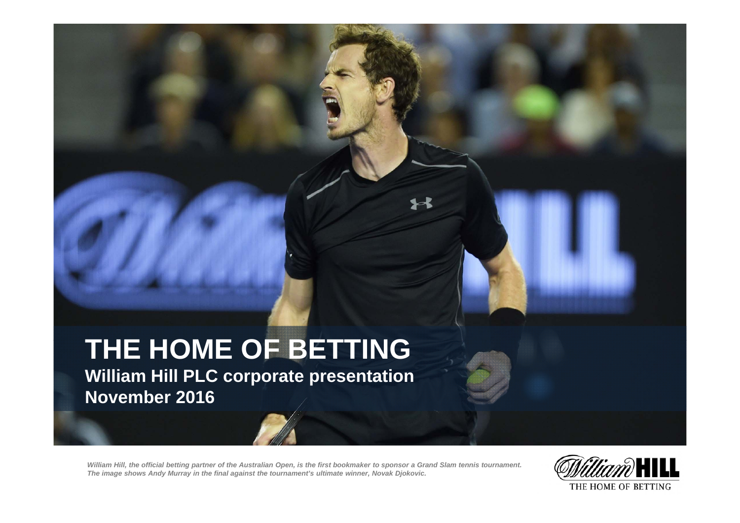# THE HOME OF BETTING

**William Hill PLC corporate presentation**

**November 2016**

*William Hill, the official betting partner of the Australian Open, is the first bookmaker to sponsor a Grand Slam tennis tournament. The image shows Andy Murray in the final against the tournament's ultimate winner, Novak Djokovic.*

William HILL

THE HOME OF BETTING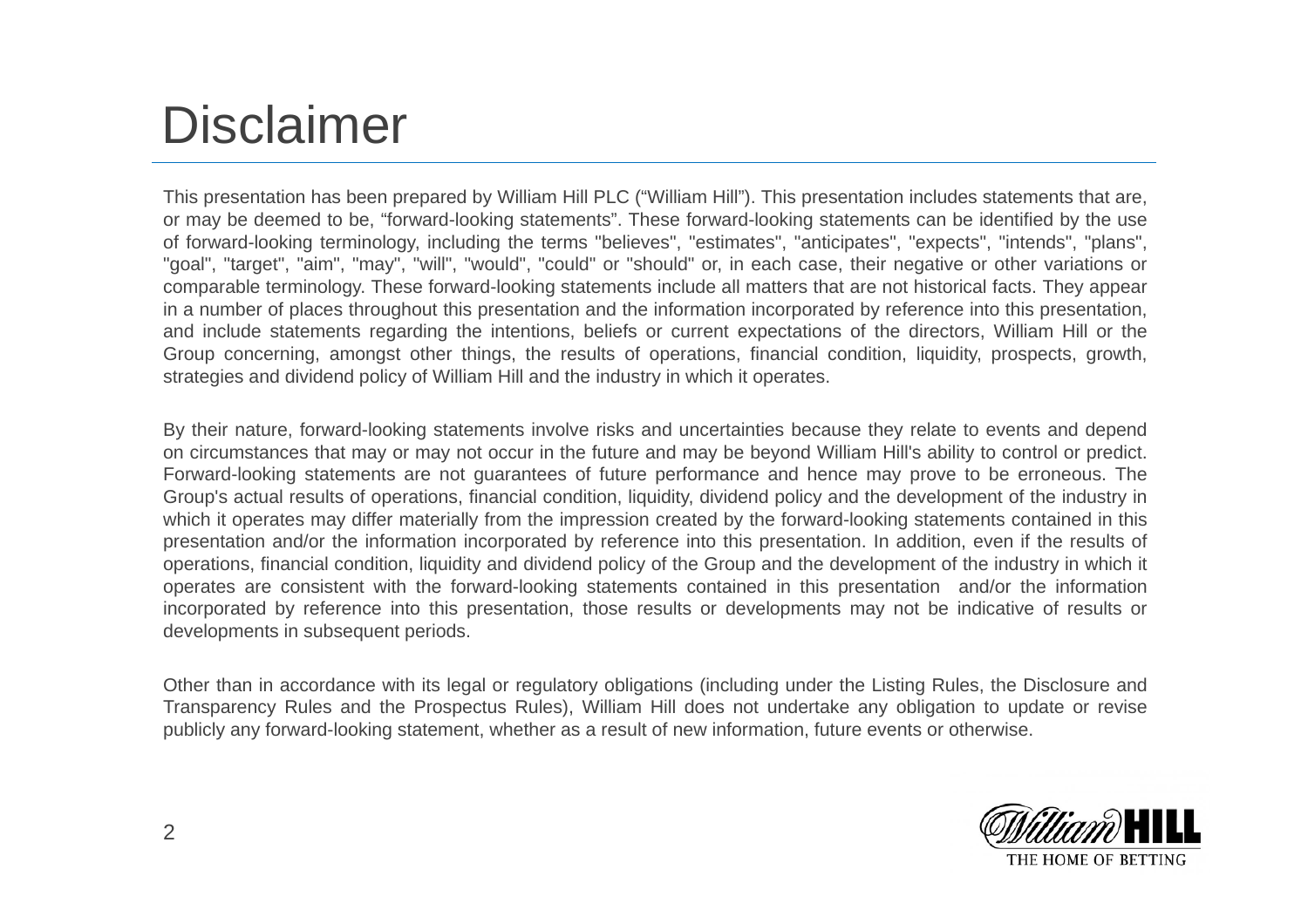# Disclaimer

This presentation has been prepared by William Hill PLC ("William Hill"). This presentation includes statements that are, or may be deemed to be, "forward-looking statements". These forward-looking statements can be identified by the use of forward-looking terminology, including the terms "believes", "estimates", "anticipates", "expects", "intends", "plans", "goal", "target", "aim", "may", "will", "would", "could" or "should" or, in each case, their negative or other variations or comparable terminology. These forward-looking statements include all matters that are not historical facts. They appear in a number of places throughout this presentation and the information incorporated by reference into this presentation, and include statements regarding the intentions, beliefs or current expectations of the directors, William Hill or the Group concerning, amongst other things, the results of operations, financial condition, liquidity, prospects, growth, strategies and dividend policy of William Hill and the industry in which it operates.

By their nature, forward-looking statements involve risks and uncertainties because they relate to events and depend on circumstances that may or may not occur in the future and may be beyond William Hill's ability to control or predict. Forward-looking statements are not guarantees of future performance and hence may prove to be erroneous. The Group's actual results of operations, financial condition, liquidity, dividend policy and the development of the industry in which it operates may differ materially from the impression created by the forward-looking statements contained in this presentation and/or the information incorporated by reference into this presentation. In addition, even if the results of operations, financial condition, liquidity and dividend policy of the Group and the development of the industry in which it operates are consistent with the forward-looking statements contained in this presentation and/or the information incorporated by reference into this presentation, those results or developments may not be indicative of results or developments in subsequent periods.

Other than in accordance with its legal or regulatory obligations (including under the Listing Rules, the Disclosure and Transparency Rules and the Prospectus Rules), William Hill does not undertake any obligation to update or revise publicly any forward-looking statement, whether as a result of new information, future events or otherwise.

William HILL
THE HOME OF BETTING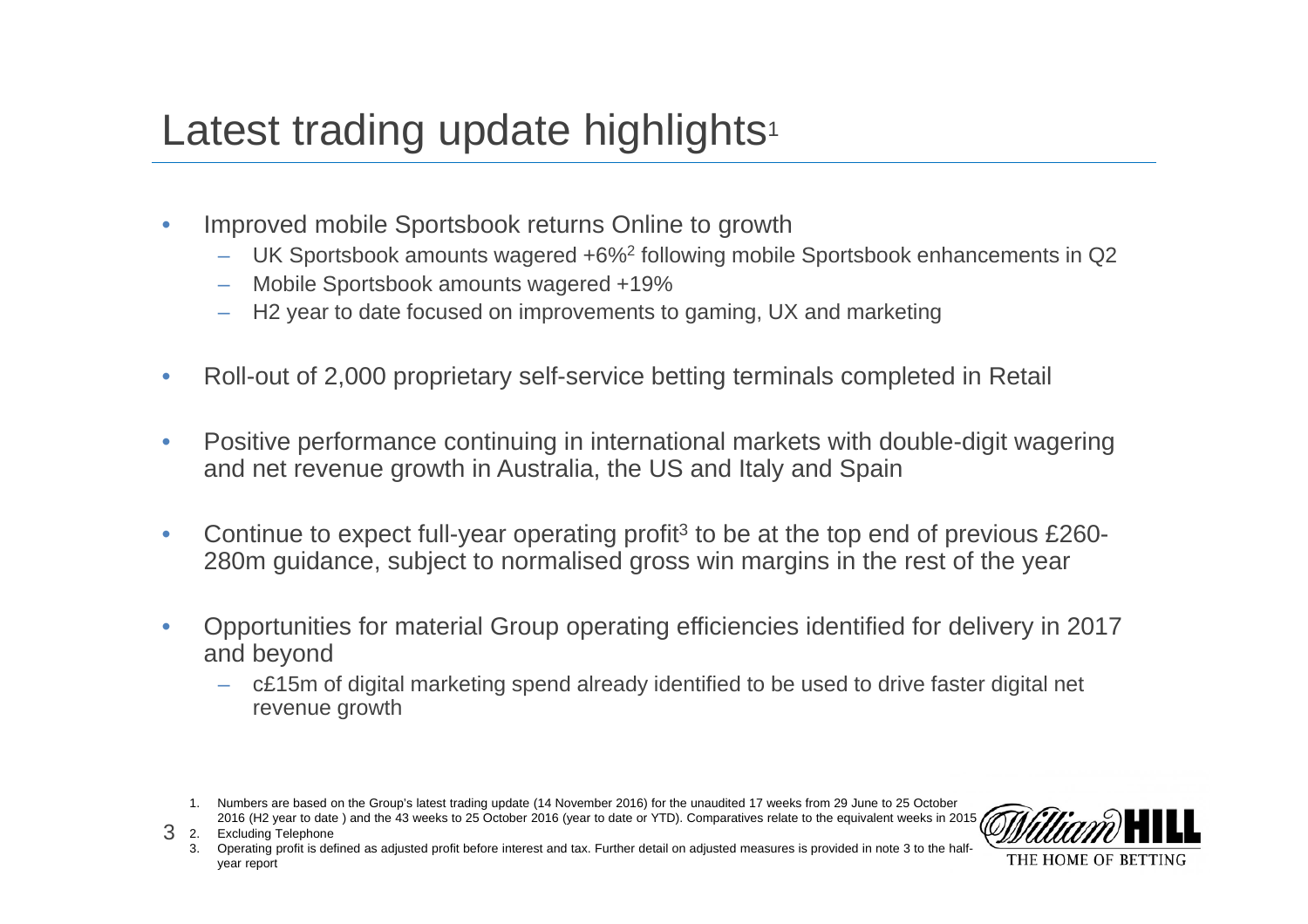# Latest trading update highlights[1]

- Improved mobile Sportsbook returns Online to growth
  - UK Sportsbook amounts wagered +6%[2] following mobile Sportsbook enhancements in Q2
  - Mobile Sportsbook amounts wagered +19%
  - H2 year to date focused on improvements to gaming, UX and marketing
- Roll-out of 2,000 proprietary self-service betting terminals completed in Retail
- Positive performance continuing in international markets with double-digit wagering and net revenue growth in Australia, the US and Italy and Spain
- Continue to expect full-year operating profit[3] to be at the top end of previous £260-280m guidance, subject to normalised gross win margins in the rest of the year
- Opportunities for material Group operating efficiencies identified for delivery in 2017 and beyond
  - c£15m of digital marketing spend already identified to be used to drive faster digital net revenue growth

1. Numbers are based on the Group's latest trading update (14 November 2016) for the unaudited 17 weeks from 29 June to 25 October 2016 (H2 year to date ) and the 43 weeks to 25 October 2016 (year to date or YTD). Comparatives relate to the equivalent weeks in 2015
2. Excluding Telephone
3. Operating profit is defined as adjusted profit before interest and tax. Further detail on adjusted measures is provided in note 3 to the half-year report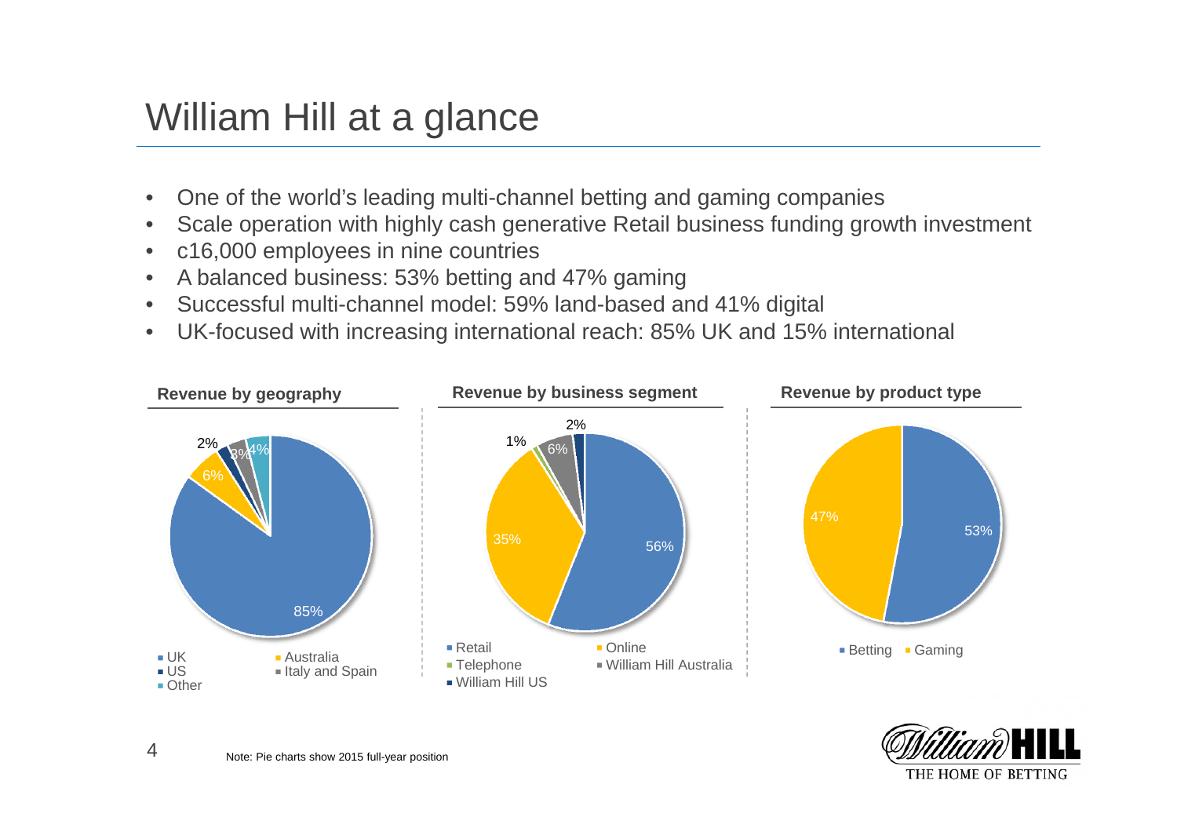# William Hill at a glance

- One of the world's leading multi-channel betting and gaming companies
- Scale operation with highly cash generative Retail business funding growth investment
- c16,000 employees in nine countries
- A balanced business: 53% betting and 47% gaming
- Successful multi-channel model: 59% land-based and 41% digital
- UK-focused with increasing international reach: 85% UK and 15% international

**Revenue by geography**

| Region | Share |
|---|---|
| UK | 85% |
| Australia | 6% |
| US | 2% |
| Italy and Spain | 3% |
| Other | 4% |

**Revenue by business segment**

| Segment | Share |
|---|---|
| Retail | 56% |
| Online | 35% |
| Telephone | 1% |
| William Hill Australia | 6% |
| William Hill US | 2% |

**Revenue by product type**

| Product | Share |
|---|---|
| Betting | 53% |
| Gaming | 47% |

Note: Pie charts show 2015 full-year position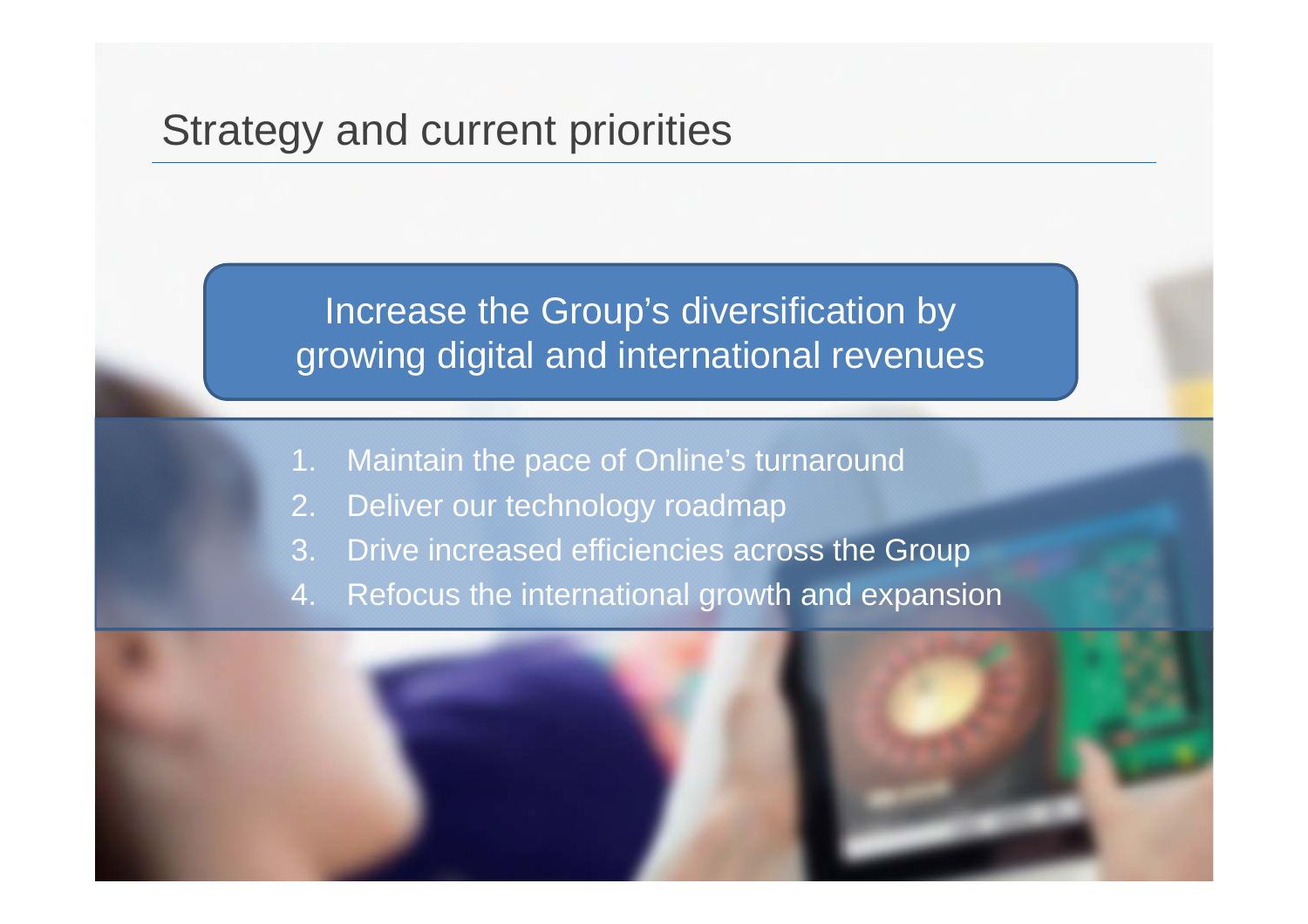# Strategy and current priorities

**Increase the Group's diversification by growing digital and international revenues**

1. Maintain the pace of Online's turnaround
2. Deliver our technology roadmap
3. Drive increased efficiencies across the Group
4. Refocus the international growth and expansion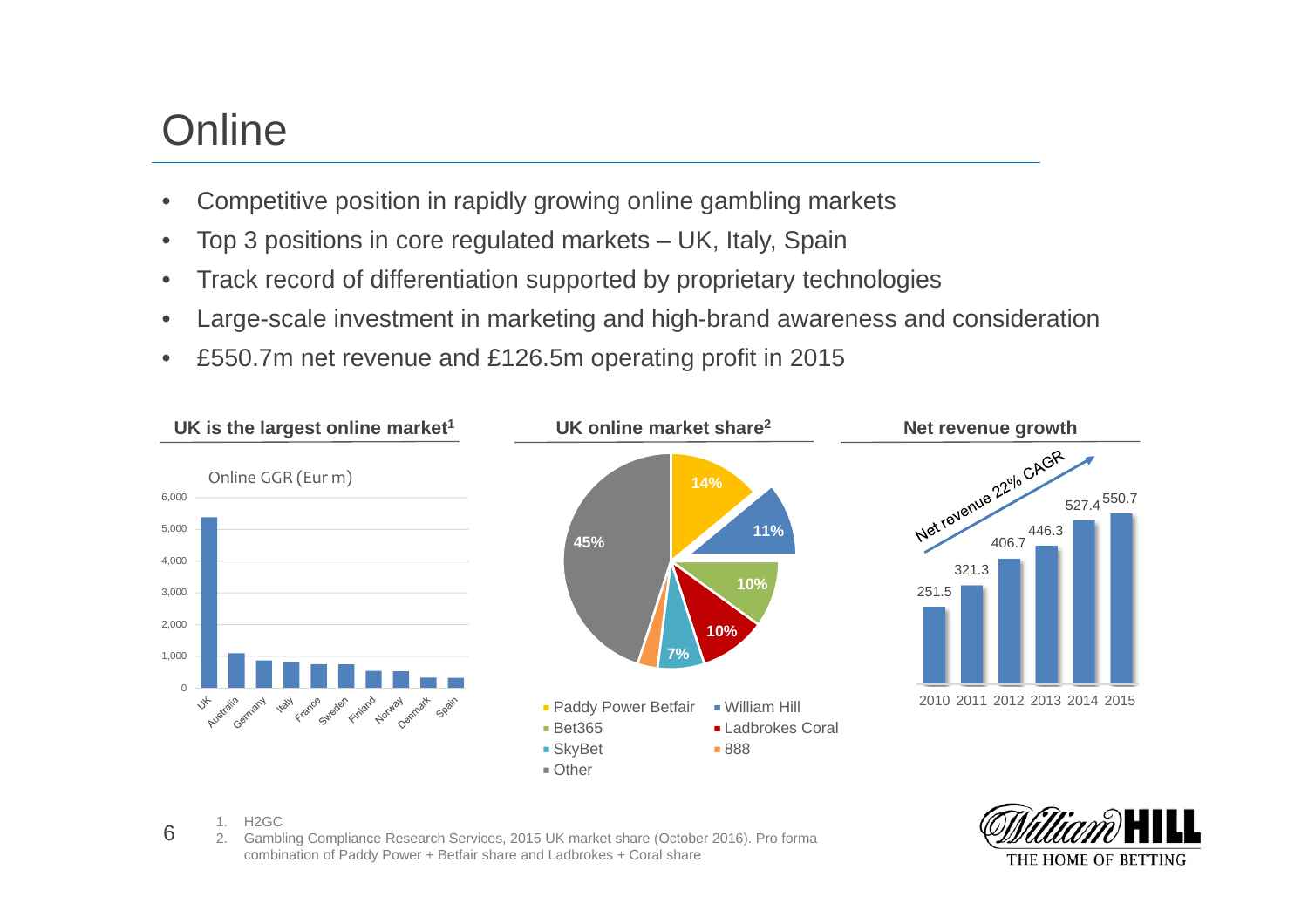# Online

- Competitive position in rapidly growing online gambling markets
- Top 3 positions in core regulated markets – UK, Italy, Spain
- Track record of differentiation supported by proprietary technologies
- Large-scale investment in marketing and high-brand awareness and consideration
- £550.7m net revenue and £126.5m operating profit in 2015

**UK is the largest online market[1]**

Online GGR (Eur m)

UK, Australia, Germany, Italy, France, Sweden, Finland, Norway, Denmark, Spain

**UK online market share[2]**

| Operator | Share |
|---|---|
| Paddy Power Betfair | 14% |
| William Hill | 11% |
| Bet365 | 10% |
| Ladbrokes Coral | 10% |
| SkyBet | 7% |
| 888 | |
| Other | 45% |

**Net revenue growth**

Net revenue 22% CAGR

| 2010 | 2011 | 2012 | 2013 | 2014 | 2015 |
|---|---|---|---|---|---|
| 251.5 | 321.3 | 406.7 | 446.3 | 527.4 | 550.7 |

1. H2GC
2. Gambling Compliance Research Services, 2015 UK market share (October 2016). Pro forma combination of Paddy Power + Betfair share and Ladbrokes + Coral share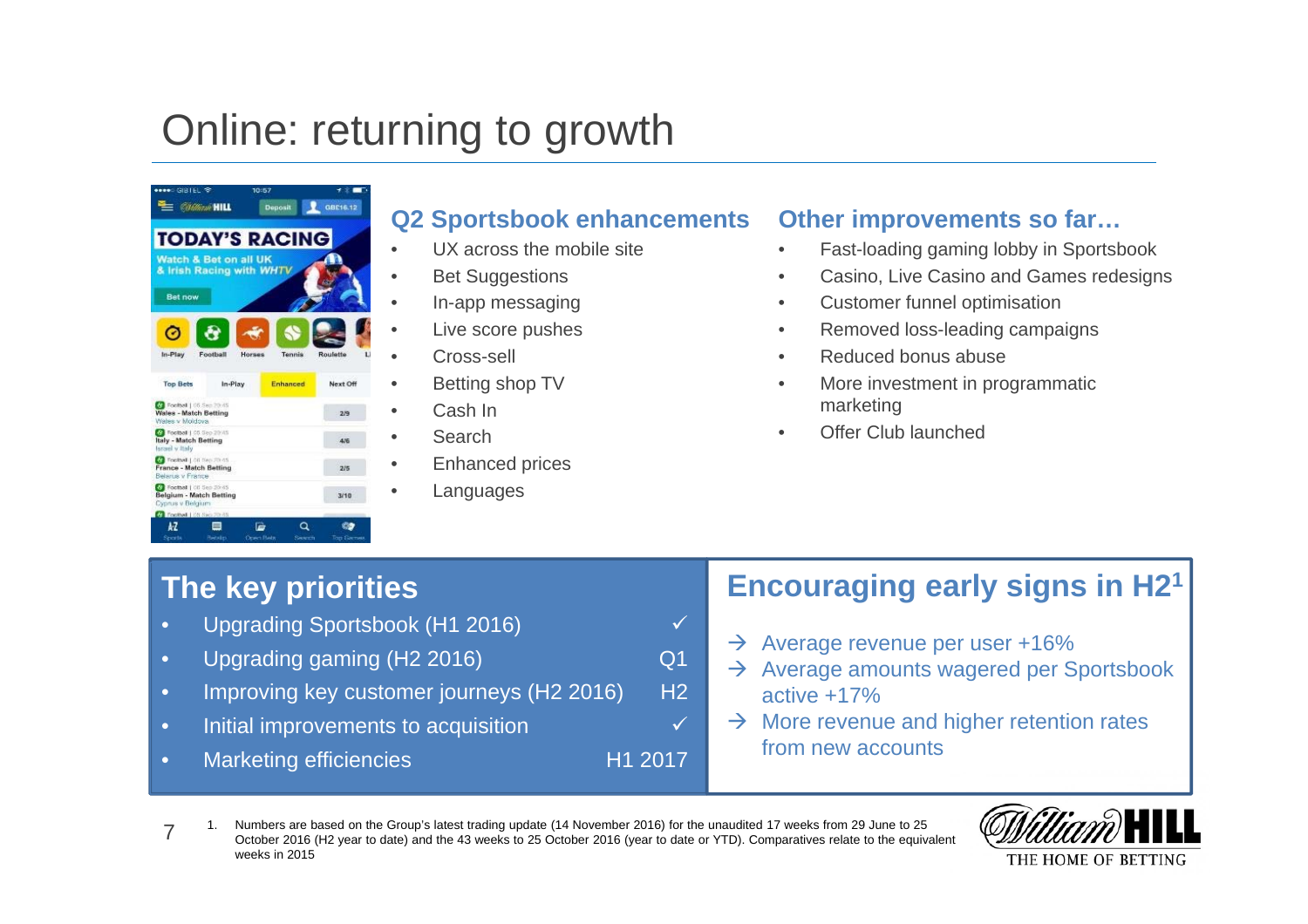# Online: returning to growth

## Q2 Sportsbook enhancements

- UX across the mobile site
- Bet Suggestions
- In-app messaging
- Live score pushes
- Cross-sell
- Betting shop TV
- Cash In
- Search
- Enhanced prices
- Languages

## Other improvements so far…

- Fast-loading gaming lobby in Sportsbook
- Casino, Live Casino and Games redesigns
- Customer funnel optimisation
- Removed loss-leading campaigns
- Reduced bonus abuse
- More investment in programmatic marketing
- Offer Club launched

## The key priorities

| Priority | Status |
|---|---|
| Upgrading Sportsbook (H1 2016) | ✓ |
| Upgrading gaming (H2 2016) | Q1 |
| Improving key customer journeys (H2 2016) | H2 |
| Initial improvements to acquisition | ✓ |
| Marketing efficiencies | H1 2017 |

## Encouraging early signs in H2[1]

→ Average revenue per user +16%

→ Average amounts wagered per Sportsbook active +17%

→ More revenue and higher retention rates from new accounts

1. Numbers are based on the Group's latest trading update (14 November 2016) for the unaudited 17 weeks from 29 June to 25 October 2016 (H2 year to date) and the 43 weeks to 25 October 2016 (year to date or YTD). Comparatives relate to the equivalent weeks in 2015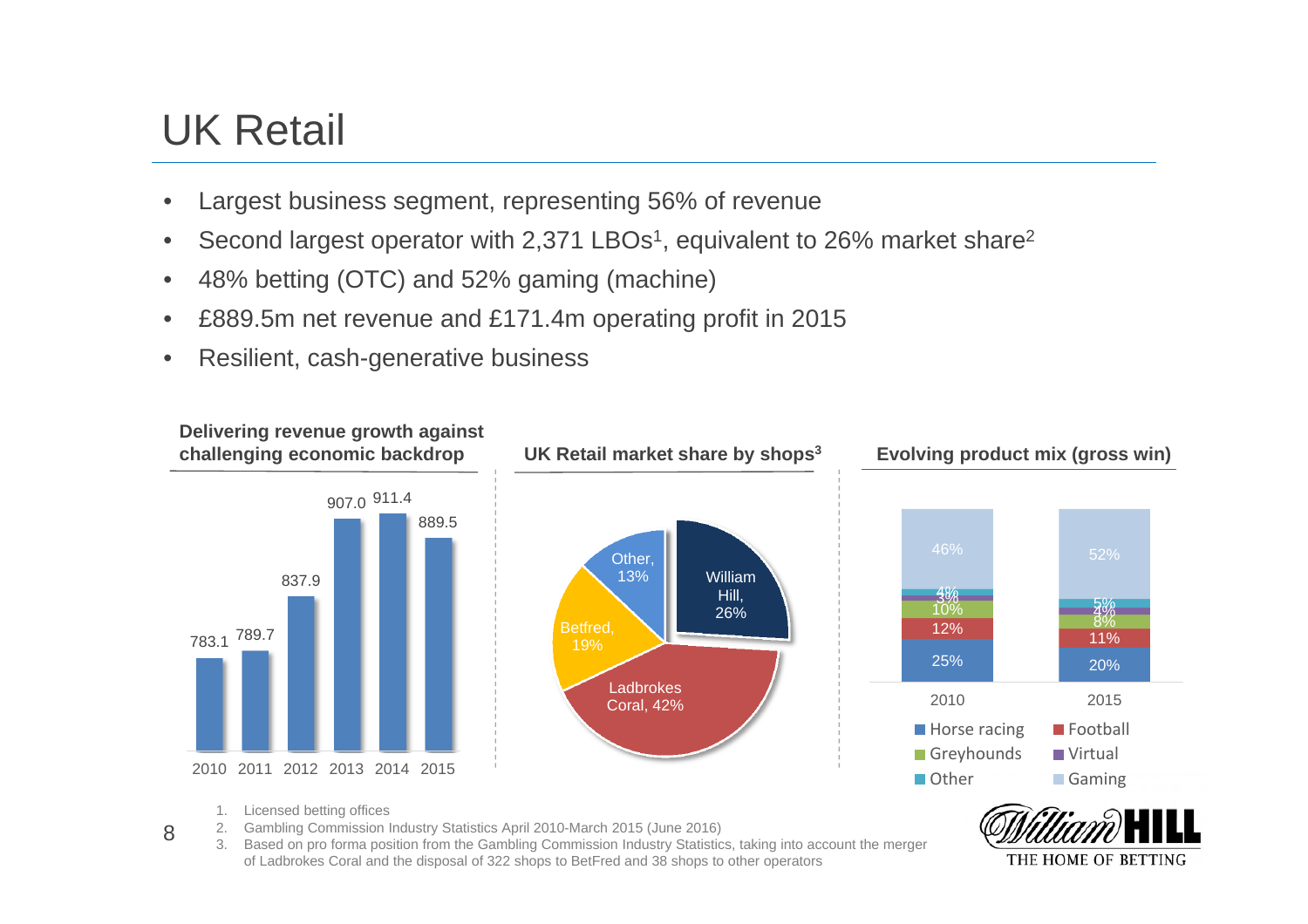# UK Retail

- Largest business segment, representing 56% of revenue
- Second largest operator with 2,371 LBOs[1], equivalent to 26% market share[2]
- 48% betting (OTC) and 52% gaming (machine)
- £889.5m net revenue and £171.4m operating profit in 2015
- Resilient, cash-generative business

**Delivering revenue growth against challenging economic backdrop**

| 2010 | 2011 | 2012 | 2013 | 2014 | 2015 |
|---|---|---|---|---|---|
| 783.1 | 789.7 | 837.9 | 907.0 | 911.4 | 889.5 |

**UK Retail market share by shops[3]**

| Operator | Share |
|---|---|
| William Hill | 26% |
| Ladbrokes Coral | 42% |
| Betfred | 19% |
| Other | 13% |

**Evolving product mix (gross win)**

| | 2010 | 2015 |
|---|---|---|
| Horse racing | 25% | 20% |
| Football | 12% | 11% |
| Greyhounds | 10% | 8% |
| Virtual | 3% | 4% |
| Other | 4% | 5% |
| Gaming | 46% | 52% |

1. Licensed betting offices
2. Gambling Commission Industry Statistics April 2010-March 2015 (June 2016)
3. Based on pro forma position from the Gambling Commission Industry Statistics, taking into account the merger of Ladbrokes Coral and the disposal of 322 shops to BetFred and 38 shops to other operators

William HILL
THE HOME OF BETTING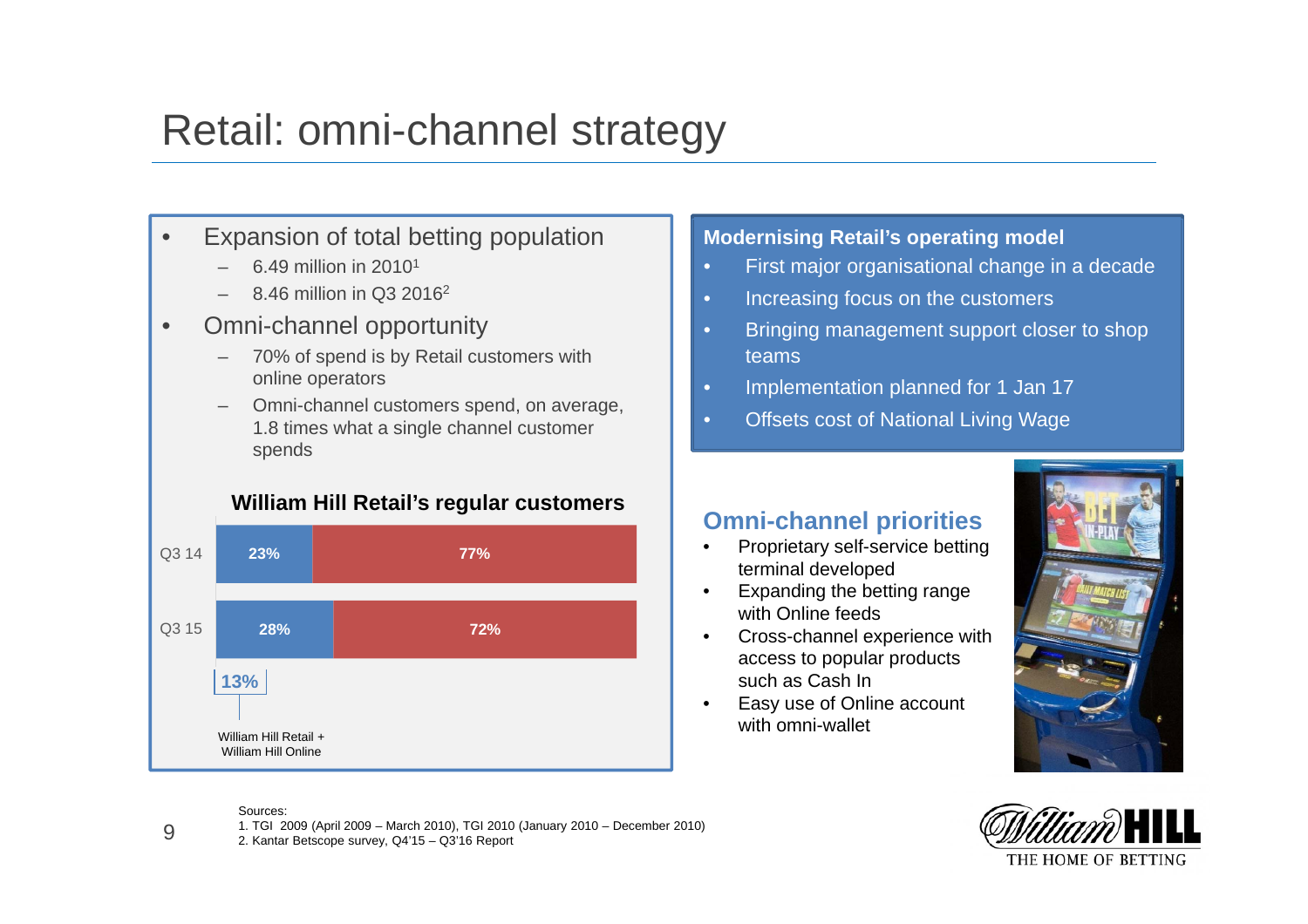# Retail: omni-channel strategy

- Expansion of total betting population
  - 6.49 million in 2010[1]
  - 8.46 million in Q3 2016[2]
- Omni-channel opportunity
  - 70% of spend is by Retail customers with online operators
  - Omni-channel customers spend, on average, 1.8 times what a single channel customer spends

**William Hill Retail's regular customers**

| | William Hill Retail + William Hill Online | Other |
|---|---|---|
| Q3 14 | 23% | 77% |
| Q3 15 | 28% | 72% |

13%

William Hill Retail + William Hill Online

**Modernising Retail's operating model**

- First major organisational change in a decade
- Increasing focus on the customers
- Bringing management support closer to shop teams
- Implementation planned for 1 Jan 17
- Offsets cost of National Living Wage

## Omni-channel priorities

- Proprietary self-service betting terminal developed
- Expanding the betting range with Online feeds
- Cross-channel experience with access to popular products such as Cash In
- Easy use of Online account with omni-wallet

Sources:
1. TGI 2009 (April 2009 – March 2010), TGI 2010 (January 2010 – December 2010)
2. Kantar Betscope survey, Q4'15 – Q3'16 Report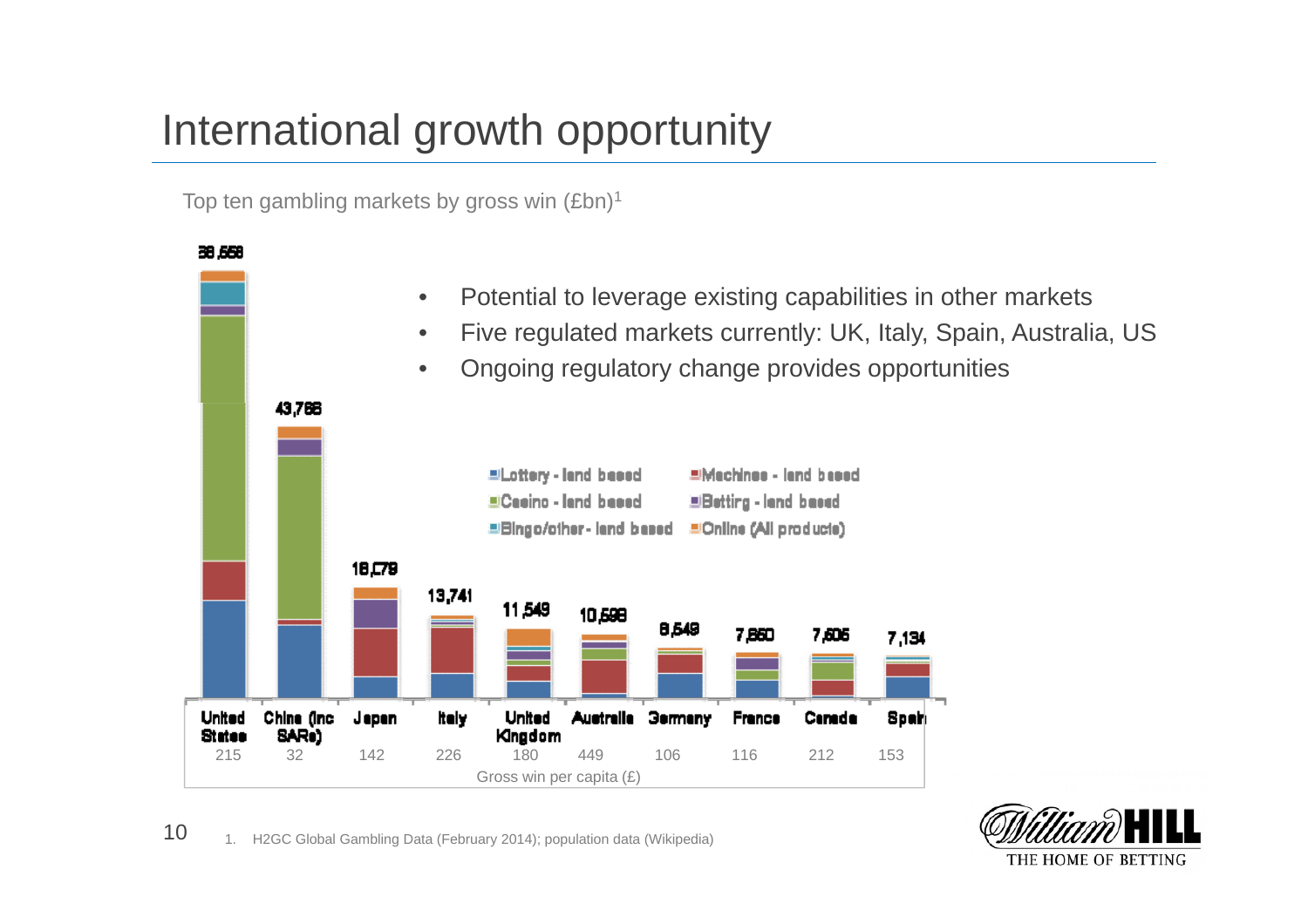# International growth opportunity

Top ten gambling markets by gross win (£bn)[1]

- Potential to leverage existing capabilities in other markets
- Five regulated markets currently: UK, Italy, Spain, Australia, US
- Ongoing regulatory change provides opportunities

Legend: Lottery - land based; Machines - land based; Casino - land based; Betting - land based; Bingo/other - land based; Online (All products)

| | United States | China (inc SARs) | Japan | Italy | United Kingdom | Australia | Germany | France | Canada | Spain |
|---|---|---|---|---|---|---|---|---|---|---|
| Gross win | 38,658 | 43,768 | 16,079 | 13,741 | 11,549 | 10,598 | 8,549 | 7,850 | 7,606 | 7,134 |
| Gross win per capita (£) | 215 | 32 | 142 | 226 | 180 | 449 | 106 | 116 | 212 | 153 |

1. H2GC Global Gambling Data (February 2014); population data (Wikipedia)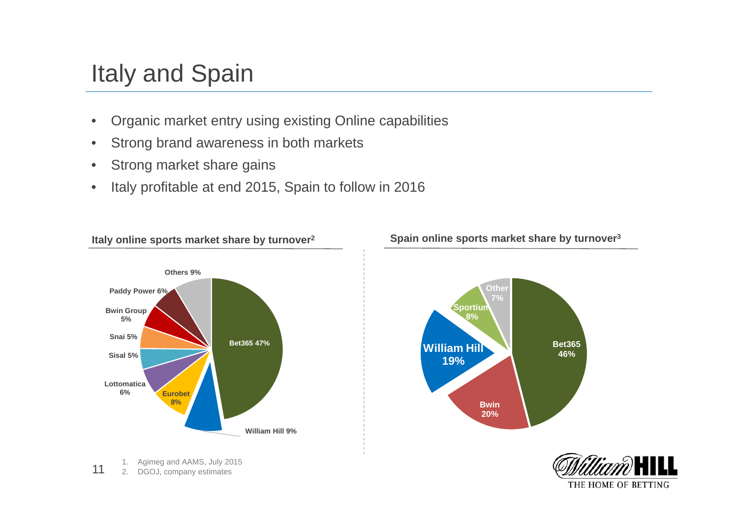# Italy and Spain

- Organic market entry using existing Online capabilities
- Strong brand awareness in both markets
- Strong market share gains
- Italy profitable at end 2015, Spain to follow in 2016

**Italy online sports market share by turnover[2]**

| Operator | Share |
|---|---|
| Bet365 | 47% |
| William Hill | 9% |
| Eurobet | 8% |
| Lottomatica | 6% |
| Sisal | 5% |
| Snai | 5% |
| Bwin Group | 5% |
| Paddy Power | 6% |
| Others | 9% |

**Spain online sports market share by turnover[3]**

| Operator | Share |
|---|---|
| Bet365 | 46% |
| Bwin | 20% |
| William Hill | 19% |
| Sportium | 8% |
| Other | 7% |

1. Agimeg and AAMS, July 2015
2. DGOJ, company estimates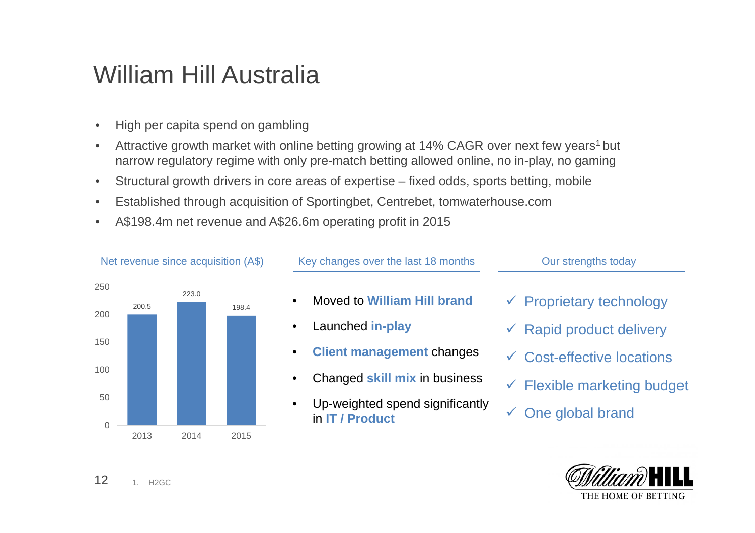# William Hill Australia

- High per capita spend on gambling
- Attractive growth market with online betting growing at 14% CAGR over next few years[1] but narrow regulatory regime with only pre-match betting allowed online, no in-play, no gaming
- Structural growth drivers in core areas of expertise – fixed odds, sports betting, mobile
- Established through acquisition of Sportingbet, Centrebet, tomwaterhouse.com
- A$198.4m net revenue and A$26.6m operating profit in 2015

## Net revenue since acquisition (A$)

| Year | Net revenue |
|---|---|
| 2013 | 200.5 |
| 2014 | 223.0 |
| 2015 | 198.4 |

## Key changes over the last 18 months

- Moved to **William Hill brand**
- Launched **in-play**
- **Client management** changes
- Changed **skill mix** in business
- Up-weighted spend significantly in **IT / Product**

## Our strengths today

- ✓ Proprietary technology
- ✓ Rapid product delivery
- ✓ Cost-effective locations
- ✓ Flexible marketing budget
- ✓ One global brand

1. H2GC

William HILL — THE HOME OF BETTING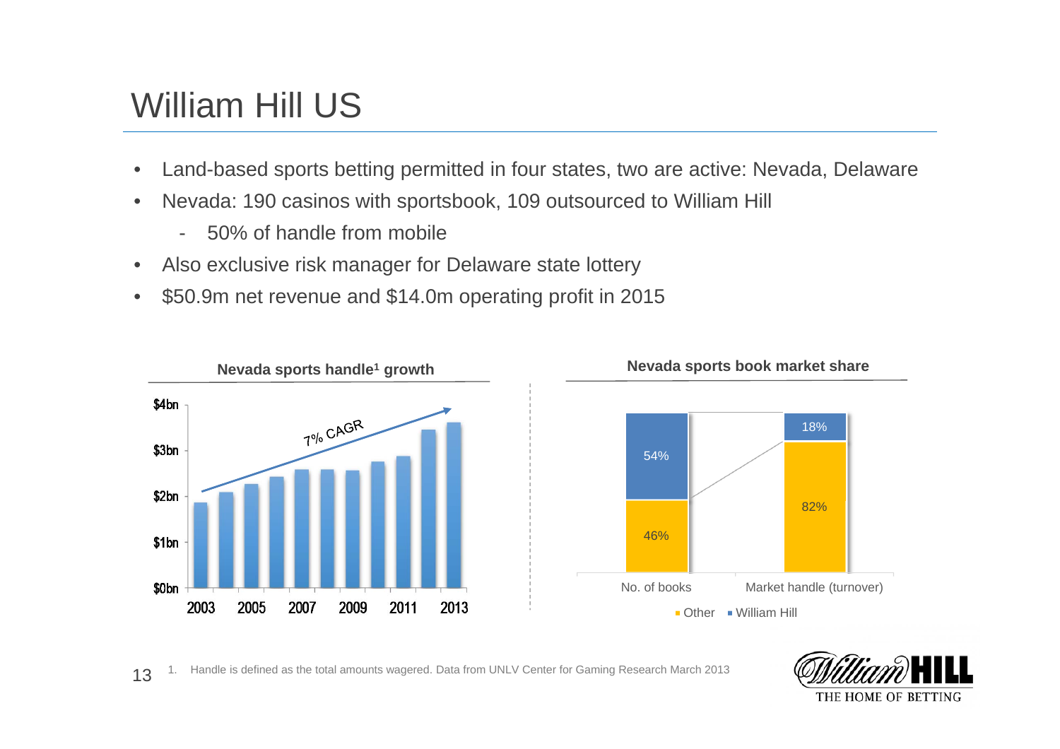# William Hill US

- Land-based sports betting permitted in four states, two are active: Nevada, Delaware
- Nevada: 190 casinos with sportsbook, 109 outsourced to William Hill
  - 50% of handle from mobile
- Also exclusive risk manager for Delaware state lottery
- $50.9m net revenue and $14.0m operating profit in 2015

**Nevada sports handle[1] growth**

7% CAGR

$4bn, $3bn, $2bn, $1bn, $0bn

2003, 2005, 2007, 2009, 2011, 2013

**Nevada sports book market share**

| | No. of books | Market handle (turnover) |
|---|---|---|
| William Hill | 54% | 18% |
| Other | 46% | 82% |

1. Handle is defined as the total amounts wagered. Data from UNLV Center for Gaming Research March 2013

William HILL THE HOME OF BETTING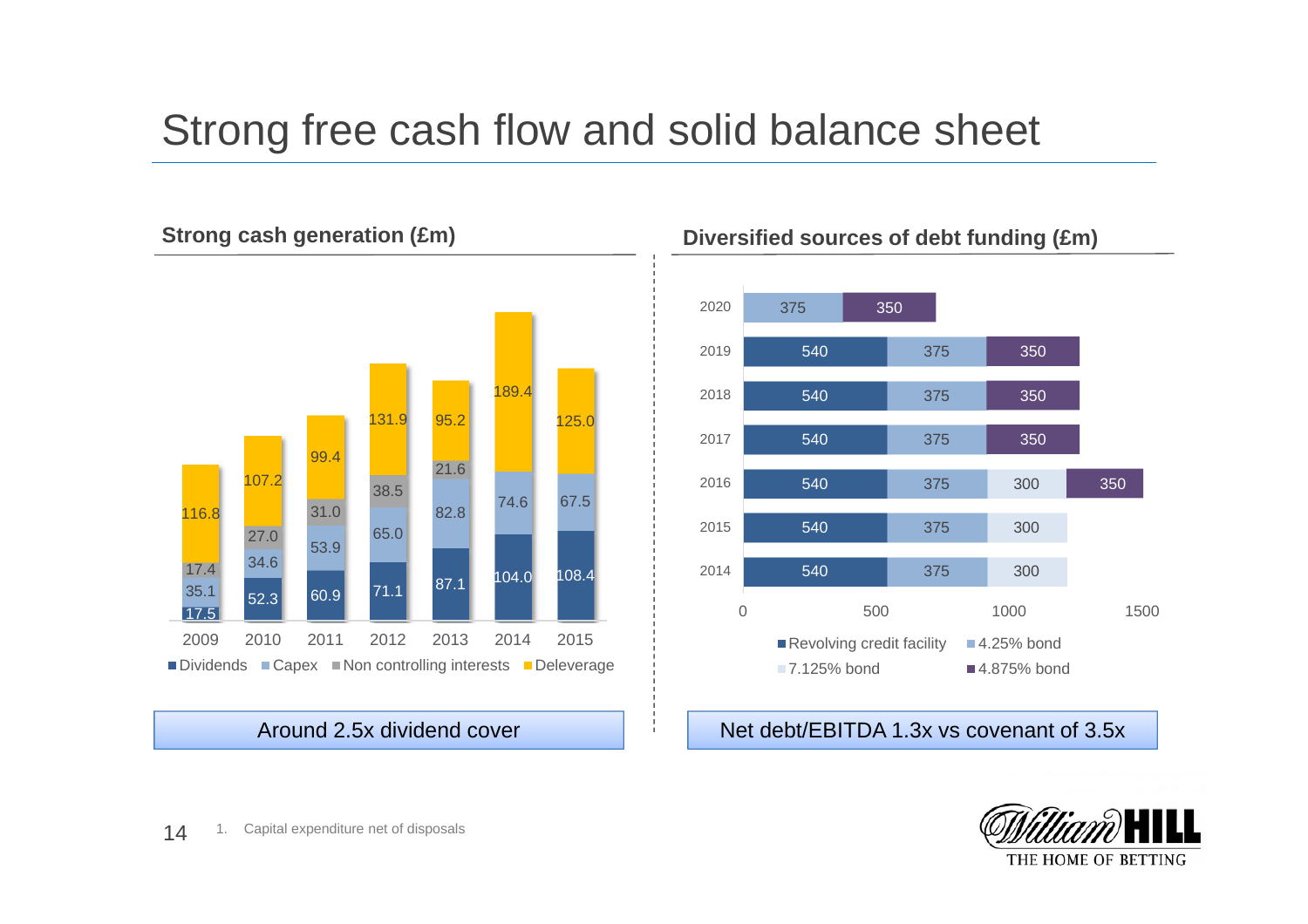# Strong free cash flow and solid balance sheet

## Strong cash generation (£m)

| | 2009 | 2010 | 2011 | 2012 | 2013 | 2014 | 2015 |
|---|---|---|---|---|---|---|---|
| Dividends | 17.5 | 52.3 | 60.9 | 71.1 | 87.1 | 104.0 | 108.4 |
| Capex | 35.1 | 34.6 | 53.9 | 65.0 | 82.8 | 74.6 | 67.5 |
| Non controlling interests | 17.4 | 27.0 | 31.0 | 38.5 | 21.6 | | |
| Deleverage | 116.8 | 107.2 | 99.4 | 131.9 | 95.2 | 189.4 | 125.0 |

Around 2.5x dividend cover

## Diversified sources of debt funding (£m)

| | Revolving credit facility | 4.25% bond | 7.125% bond | 4.875% bond |
|---|---|---|---|---|
| 2014 | 540 | 375 | 300 | |
| 2015 | 540 | 375 | 300 | |
| 2016 | 540 | 375 | 300 | 350 |
| 2017 | 540 | 375 | | 350 |
| 2018 | 540 | 375 | | 350 |
| 2019 | 540 | 375 | | 350 |
| 2020 | | 375 | | 350 |

Net debt/EBITDA 1.3x vs covenant of 3.5x

1. Capital expenditure net of disposals

William HILL THE HOME OF BETTING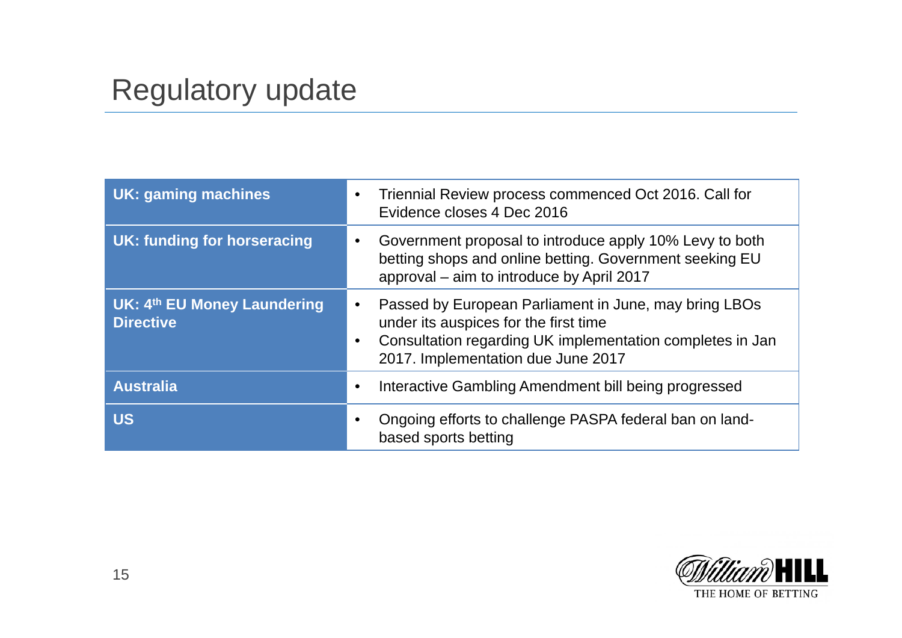# Regulatory update

| | |
|---|---|
| **UK: gaming machines** | • Triennial Review process commenced Oct 2016. Call for Evidence closes 4 Dec 2016 |
| **UK: funding for horseracing** | • Government proposal to introduce apply 10% Levy to both betting shops and online betting. Government seeking EU approval – aim to introduce by April 2017 |
| **UK: 4th EU Money Laundering Directive** | • Passed by European Parliament in June, may bring LBOs under its auspices for the first time<br>• Consultation regarding UK implementation completes in Jan 2017. Implementation due June 2017 |
| **Australia** | • Interactive Gambling Amendment bill being progressed |
| **US** | • Ongoing efforts to challenge PASPA federal ban on land-based sports betting |

William HILL
THE HOME OF BETTING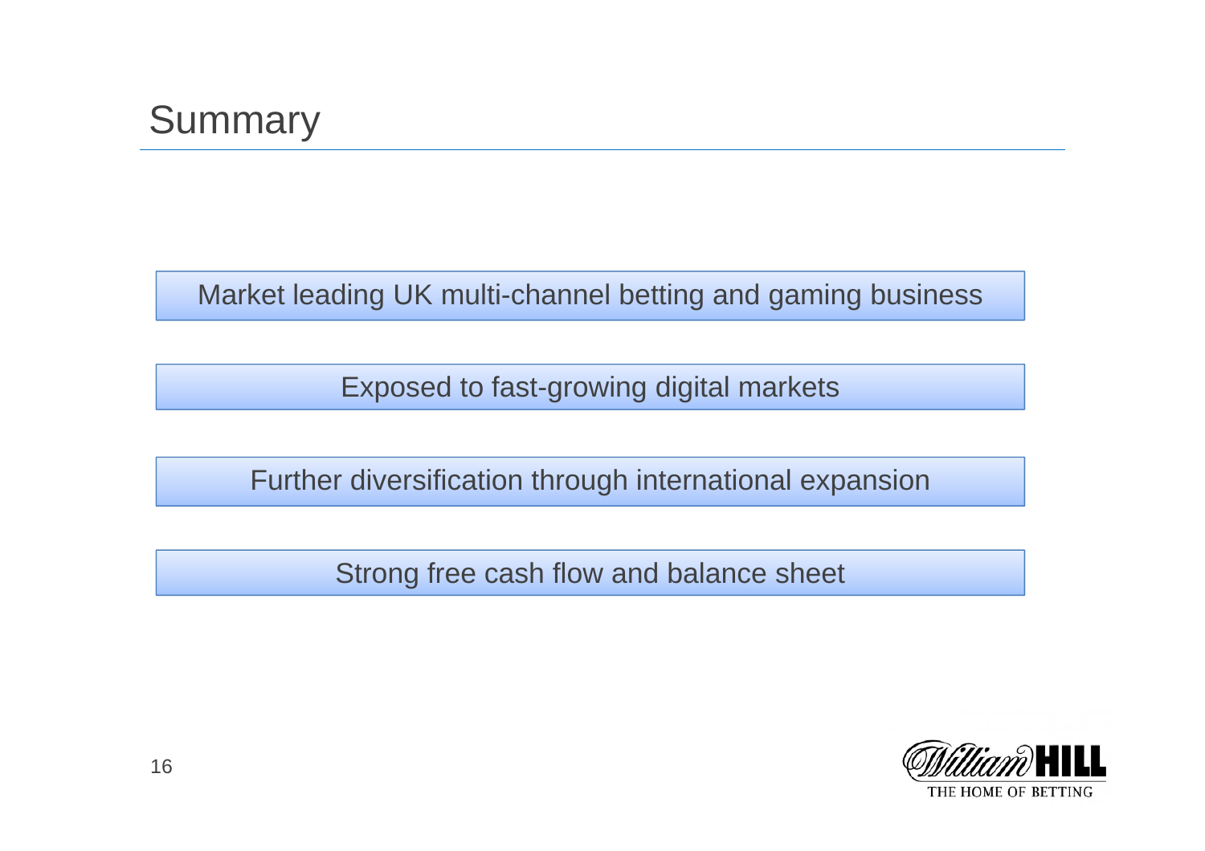# Summary

Market leading UK multi-channel betting and gaming business

Exposed to fast-growing digital markets

Further diversification through international expansion

Strong free cash flow and balance sheet